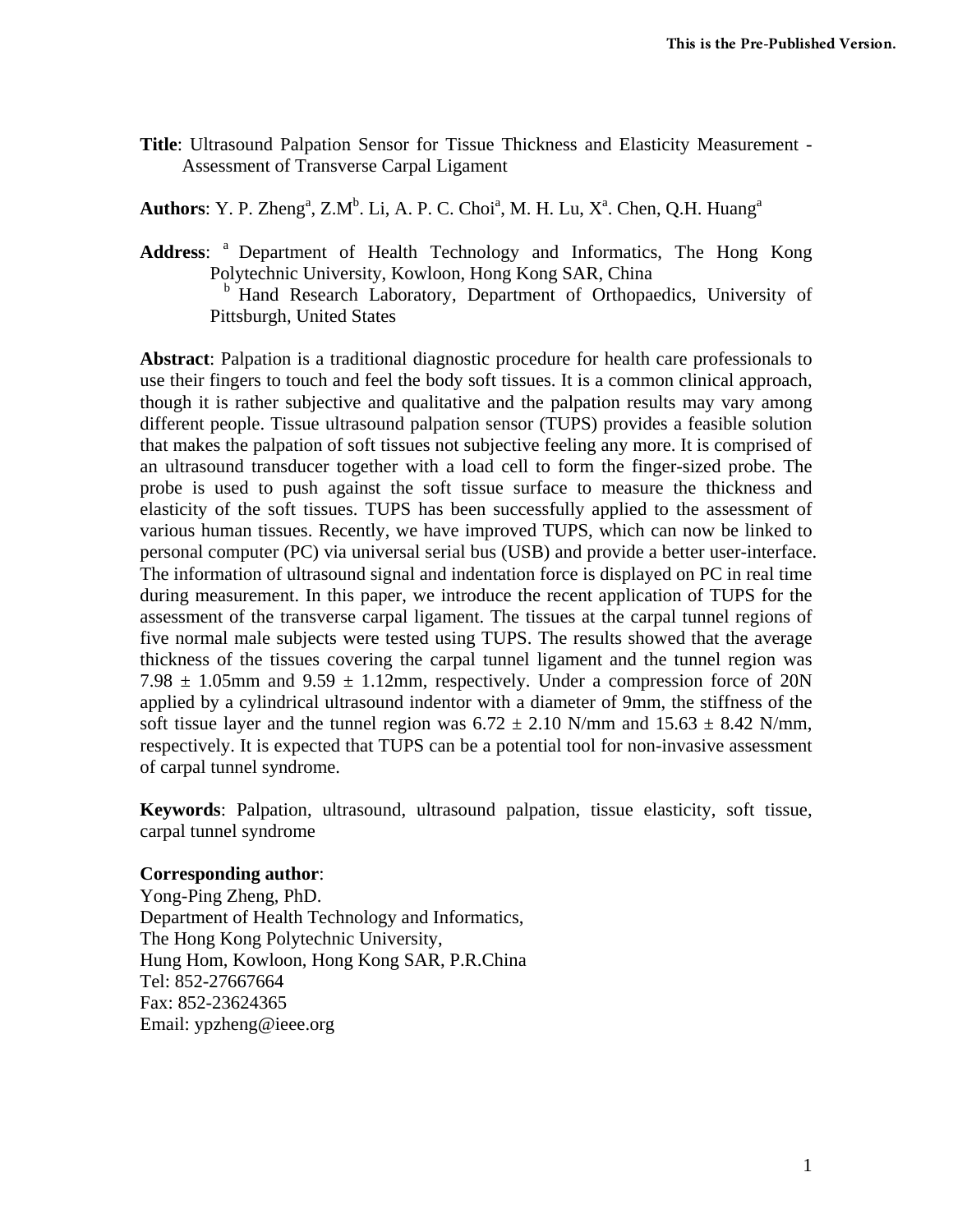**Title**: Ultrasound Palpation Sensor for Tissue Thickness and Elasticity Measurement - Assessment of Transverse Carpal Ligament

**Authors**: Y. P. Zheng[a], Z.M[b]. Li, A. P. C. Choi[a], M. H. Lu, X[a]. Chen, Q.H. Huang[a]

**Address**: [a] Department of Health Technology and Informatics, The Hong Kong Polytechnic University, Kowloon, Hong Kong SAR, China
[b] Hand Research Laboratory, Department of Orthopaedics, University of Pittsburgh, United States

**Abstract**: Palpation is a traditional diagnostic procedure for health care professionals to use their fingers to touch and feel the body soft tissues. It is a common clinical approach, though it is rather subjective and qualitative and the palpation results may vary among different people. Tissue ultrasound palpation sensor (TUPS) provides a feasible solution that makes the palpation of soft tissues not subjective feeling any more. It is comprised of an ultrasound transducer together with a load cell to form the finger-sized probe. The probe is used to push against the soft tissue surface to measure the thickness and elasticity of the soft tissues. TUPS has been successfully applied to the assessment of various human tissues. Recently, we have improved TUPS, which can now be linked to personal computer (PC) via universal serial bus (USB) and provide a better user-interface. The information of ultrasound signal and indentation force is displayed on PC in real time during measurement. In this paper, we introduce the recent application of TUPS for the assessment of the transverse carpal ligament. The tissues at the carpal tunnel regions of five normal male subjects were tested using TUPS. The results showed that the average thickness of the tissues covering the carpal tunnel ligament and the tunnel region was $7.98 \pm 1.05$mm and $9.59 \pm 1.12$mm, respectively. Under a compression force of 20N applied by a cylindrical ultrasound indentor with a diameter of 9mm, the stiffness of the soft tissue layer and the tunnel region was $6.72 \pm 2.10$ N/mm and $15.63 \pm 8.42$ N/mm, respectively. It is expected that TUPS can be a potential tool for non-invasive assessment of carpal tunnel syndrome.

**Keywords**: Palpation, ultrasound, ultrasound palpation, tissue elasticity, soft tissue, carpal tunnel syndrome

**Corresponding author**:
Yong-Ping Zheng, PhD.
Department of Health Technology and Informatics,
The Hong Kong Polytechnic University,
Hung Hom, Kowloon, Hong Kong SAR, P.R.China
Tel: 852-27667664
Fax: 852-23624365
Email: ypzheng@ieee.org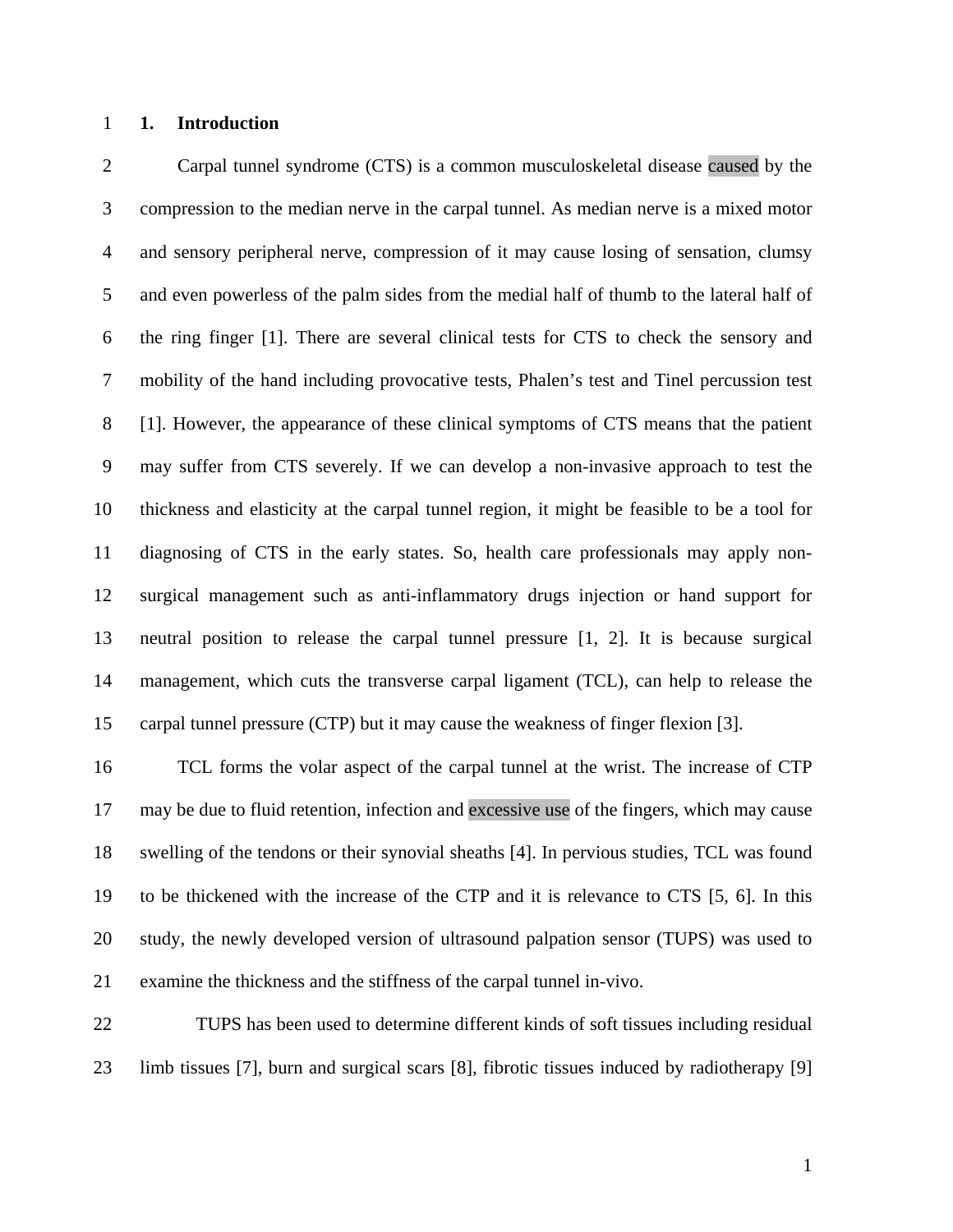## 1. Introduction

Carpal tunnel syndrome (CTS) is a common musculoskeletal disease caused by the compression to the median nerve in the carpal tunnel. As median nerve is a mixed motor and sensory peripheral nerve, compression of it may cause losing of sensation, clumsy and even powerless of the palm sides from the medial half of thumb to the lateral half of the ring finger [1]. There are several clinical tests for CTS to check the sensory and mobility of the hand including provocative tests, Phalen's test and Tinel percussion test [1]. However, the appearance of these clinical symptoms of CTS means that the patient may suffer from CTS severely. If we can develop a non-invasive approach to test the thickness and elasticity at the carpal tunnel region, it might be feasible to be a tool for diagnosing of CTS in the early states. So, health care professionals may apply non-surgical management such as anti-inflammatory drugs injection or hand support for neutral position to release the carpal tunnel pressure [1, 2]. It is because surgical management, which cuts the transverse carpal ligament (TCL), can help to release the carpal tunnel pressure (CTP) but it may cause the weakness of finger flexion [3].

TCL forms the volar aspect of the carpal tunnel at the wrist. The increase of CTP may be due to fluid retention, infection and excessive use of the fingers, which may cause swelling of the tendons or their synovial sheaths [4]. In pervious studies, TCL was found to be thickened with the increase of the CTP and it is relevance to CTS [5, 6]. In this study, the newly developed version of ultrasound palpation sensor (TUPS) was used to examine the thickness and the stiffness of the carpal tunnel in-vivo.

TUPS has been used to determine different kinds of soft tissues including residual limb tissues [7], burn and surgical scars [8], fibrotic tissues induced by radiotherapy [9]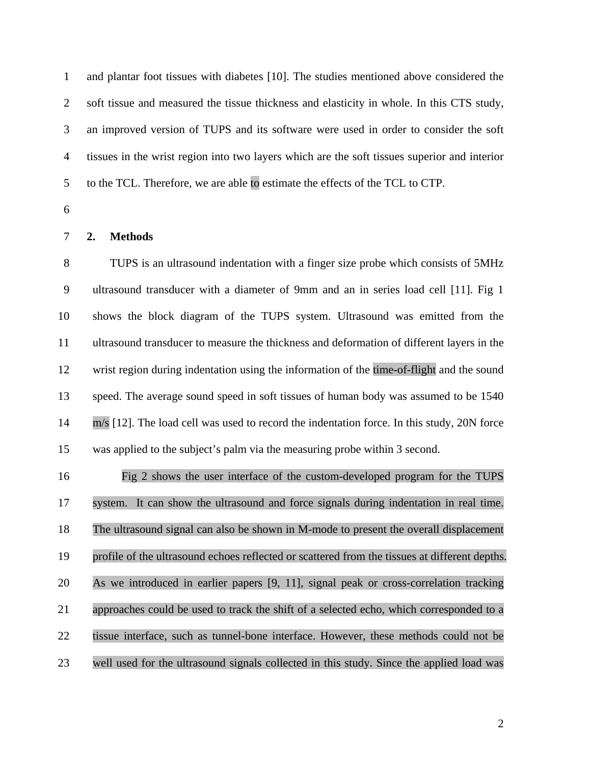and plantar foot tissues with diabetes [10]. The studies mentioned above considered the soft tissue and measured the tissue thickness and elasticity in whole. In this CTS study, an improved version of TUPS and its software were used in order to consider the soft tissues in the wrist region into two layers which are the soft tissues superior and interior to the TCL. Therefore, we are able to estimate the effects of the TCL to CTP.

## 2. Methods

TUPS is an ultrasound indentation with a finger size probe which consists of 5MHz ultrasound transducer with a diameter of 9mm and an in series load cell [11]. Fig 1 shows the block diagram of the TUPS system. Ultrasound was emitted from the ultrasound transducer to measure the thickness and deformation of different layers in the wrist region during indentation using the information of the time-of-flight and the sound speed. The average sound speed in soft tissues of human body was assumed to be 1540 m/s [12]. The load cell was used to record the indentation force. In this study, 20N force was applied to the subject's palm via the measuring probe within 3 second.

Fig 2 shows the user interface of the custom-developed program for the TUPS system. It can show the ultrasound and force signals during indentation in real time. The ultrasound signal can also be shown in M-mode to present the overall displacement profile of the ultrasound echoes reflected or scattered from the tissues at different depths. As we introduced in earlier papers [9, 11], signal peak or cross-correlation tracking approaches could be used to track the shift of a selected echo, which corresponded to a tissue interface, such as tunnel-bone interface. However, these methods could not be well used for the ultrasound signals collected in this study. Since the applied load was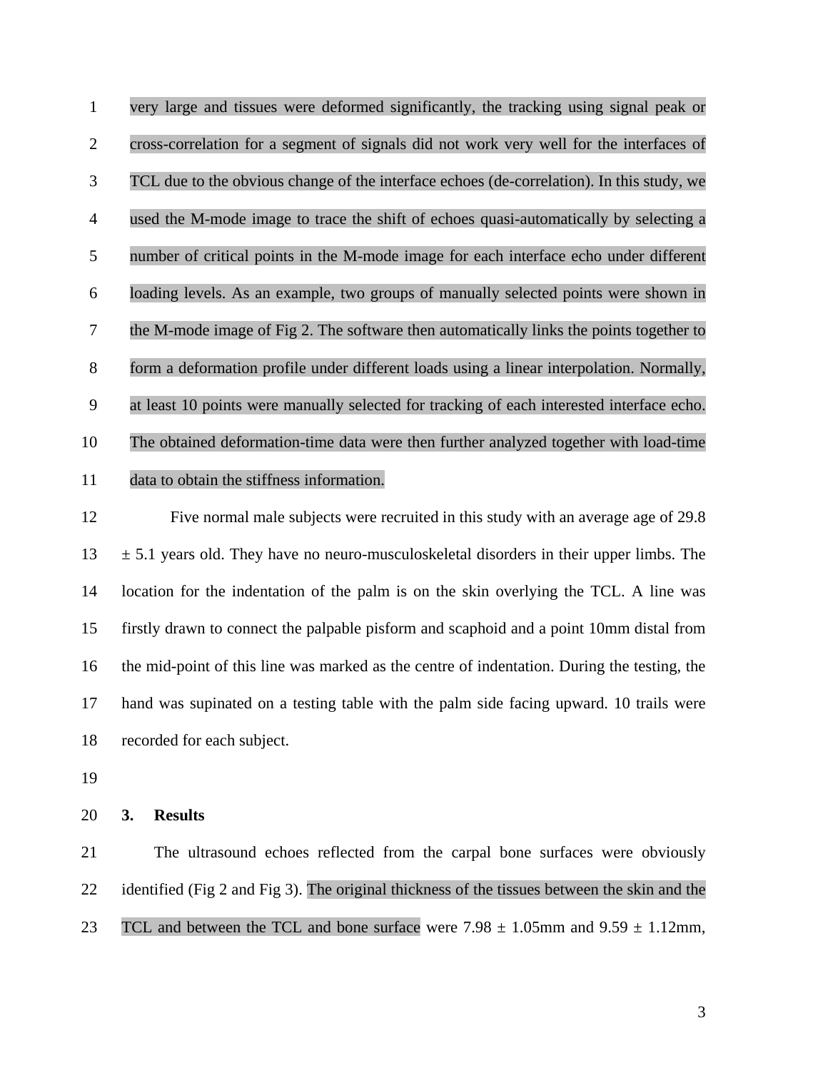very large and tissues were deformed significantly, the tracking using signal peak or cross-correlation for a segment of signals did not work very well for the interfaces of TCL due to the obvious change of the interface echoes (de-correlation). In this study, we used the M-mode image to trace the shift of echoes quasi-automatically by selecting a number of critical points in the M-mode image for each interface echo under different loading levels. As an example, two groups of manually selected points were shown in the M-mode image of Fig 2. The software then automatically links the points together to form a deformation profile under different loads using a linear interpolation. Normally, at least 10 points were manually selected for tracking of each interested interface echo. The obtained deformation-time data were then further analyzed together with load-time data to obtain the stiffness information.

Five normal male subjects were recruited in this study with an average age of 29.8 ± 5.1 years old. They have no neuro-musculoskeletal disorders in their upper limbs. The location for the indentation of the palm is on the skin overlying the TCL. A line was firstly drawn to connect the palpable pisform and scaphoid and a point 10mm distal from the mid-point of this line was marked as the centre of indentation. During the testing, the hand was supinated on a testing table with the palm side facing upward. 10 trails were recorded for each subject.

## 3. Results

The ultrasound echoes reflected from the carpal bone surfaces were obviously identified (Fig 2 and Fig 3). The original thickness of the tissues between the skin and the TCL and between the TCL and bone surface were 7.98 ± 1.05mm and 9.59 ± 1.12mm,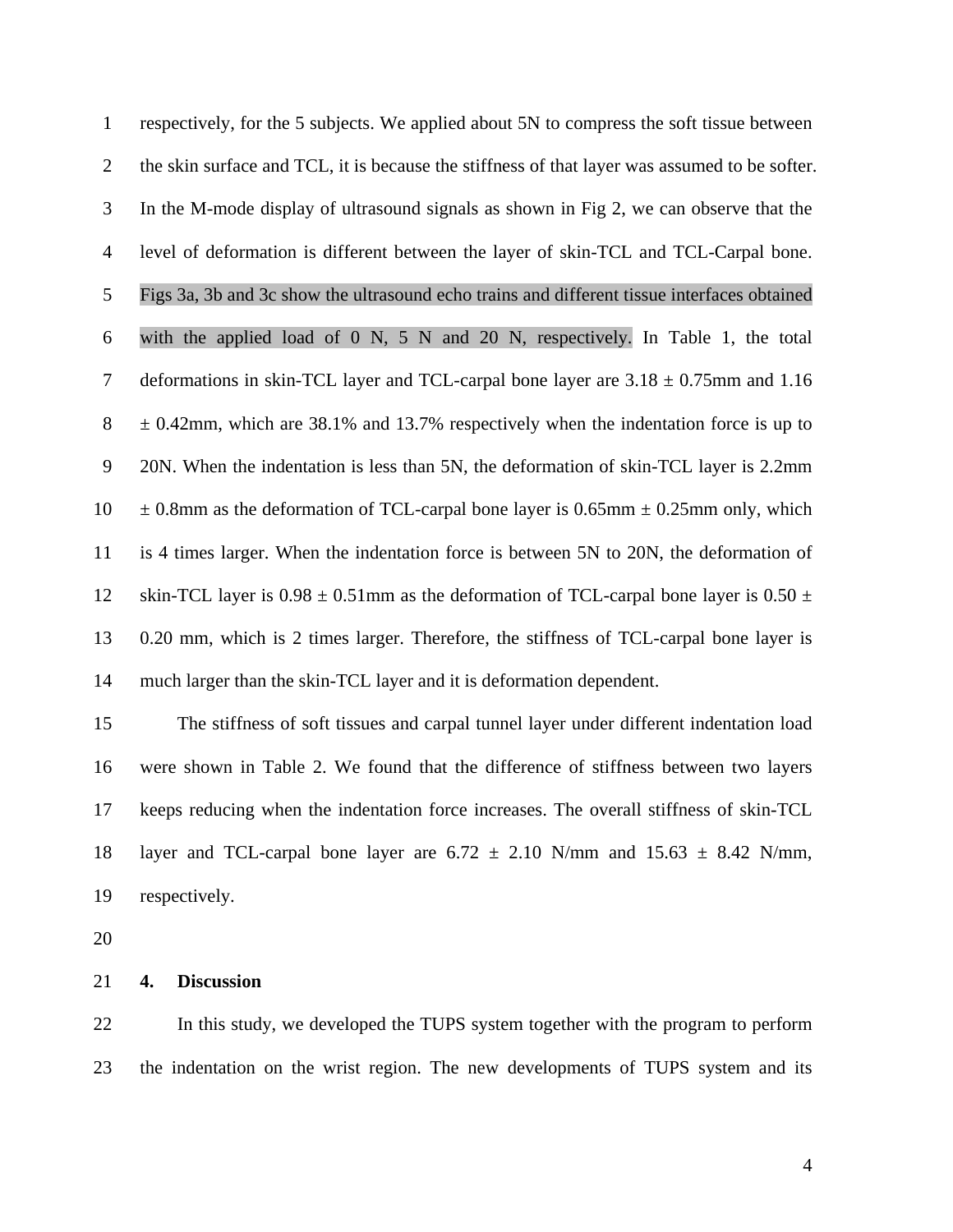respectively, for the 5 subjects. We applied about 5N to compress the soft tissue between the skin surface and TCL, it is because the stiffness of that layer was assumed to be softer. In the M-mode display of ultrasound signals as shown in Fig 2, we can observe that the level of deformation is different between the layer of skin-TCL and TCL-Carpal bone. Figs 3a, 3b and 3c show the ultrasound echo trains and different tissue interfaces obtained with the applied load of 0 N, 5 N and 20 N, respectively. In Table 1, the total deformations in skin-TCL layer and TCL-carpal bone layer are 3.18 ± 0.75mm and 1.16 ± 0.42mm, which are 38.1% and 13.7% respectively when the indentation force is up to 20N. When the indentation is less than 5N, the deformation of skin-TCL layer is 2.2mm ± 0.8mm as the deformation of TCL-carpal bone layer is 0.65mm ± 0.25mm only, which is 4 times larger. When the indentation force is between 5N to 20N, the deformation of skin-TCL layer is 0.98 ± 0.51mm as the deformation of TCL-carpal bone layer is 0.50 ± 0.20 mm, which is 2 times larger. Therefore, the stiffness of TCL-carpal bone layer is much larger than the skin-TCL layer and it is deformation dependent.

The stiffness of soft tissues and carpal tunnel layer under different indentation load were shown in Table 2. We found that the difference of stiffness between two layers keeps reducing when the indentation force increases. The overall stiffness of skin-TCL layer and TCL-carpal bone layer are 6.72 ± 2.10 N/mm and 15.63 ± 8.42 N/mm, respectively.

## 4. Discussion

In this study, we developed the TUPS system together with the program to perform the indentation on the wrist region. The new developments of TUPS system and its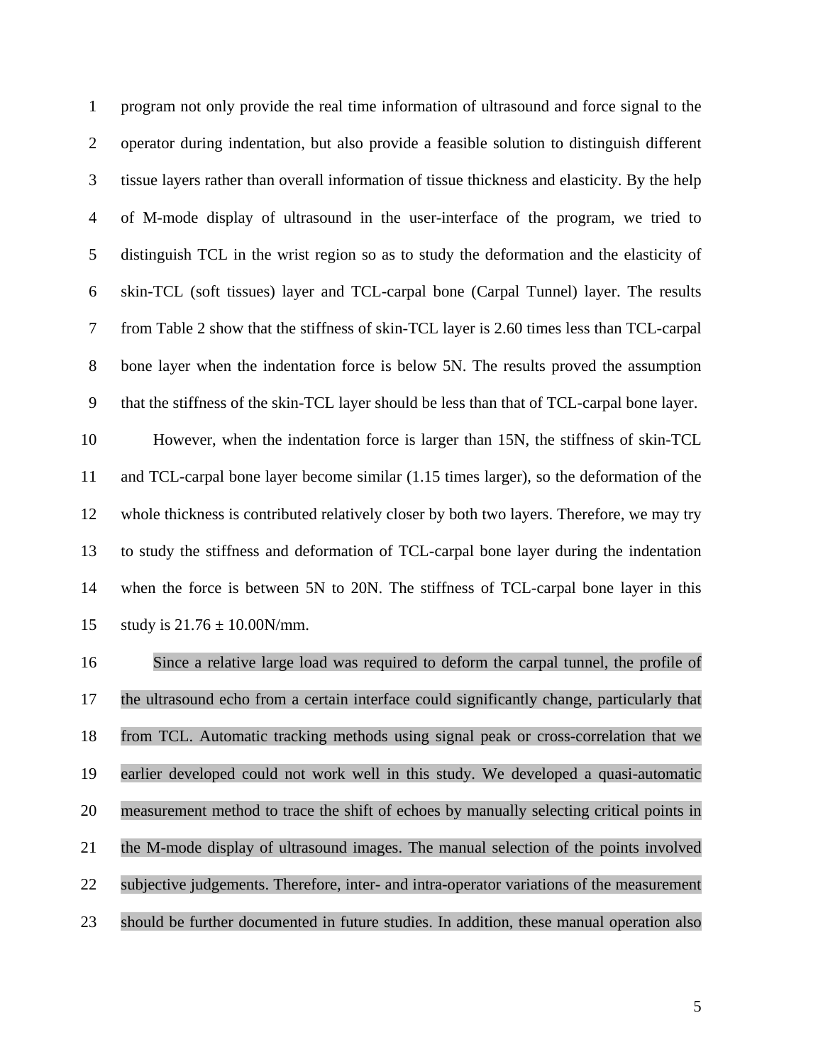program not only provide the real time information of ultrasound and force signal to the operator during indentation, but also provide a feasible solution to distinguish different tissue layers rather than overall information of tissue thickness and elasticity. By the help of M-mode display of ultrasound in the user-interface of the program, we tried to distinguish TCL in the wrist region so as to study the deformation and the elasticity of skin-TCL (soft tissues) layer and TCL-carpal bone (Carpal Tunnel) layer. The results from Table 2 show that the stiffness of skin-TCL layer is 2.60 times less than TCL-carpal bone layer when the indentation force is below 5N. The results proved the assumption that the stiffness of the skin-TCL layer should be less than that of TCL-carpal bone layer.

However, when the indentation force is larger than 15N, the stiffness of skin-TCL and TCL-carpal bone layer become similar (1.15 times larger), so the deformation of the whole thickness is contributed relatively closer by both two layers. Therefore, we may try to study the stiffness and deformation of TCL-carpal bone layer during the indentation when the force is between 5N to 20N. The stiffness of TCL-carpal bone layer in this study is 21.76 ± 10.00N/mm.

Since a relative large load was required to deform the carpal tunnel, the profile of the ultrasound echo from a certain interface could significantly change, particularly that from TCL. Automatic tracking methods using signal peak or cross-correlation that we earlier developed could not work well in this study. We developed a quasi-automatic measurement method to trace the shift of echoes by manually selecting critical points in the M-mode display of ultrasound images. The manual selection of the points involved subjective judgements. Therefore, inter- and intra-operator variations of the measurement should be further documented in future studies. In addition, these manual operation also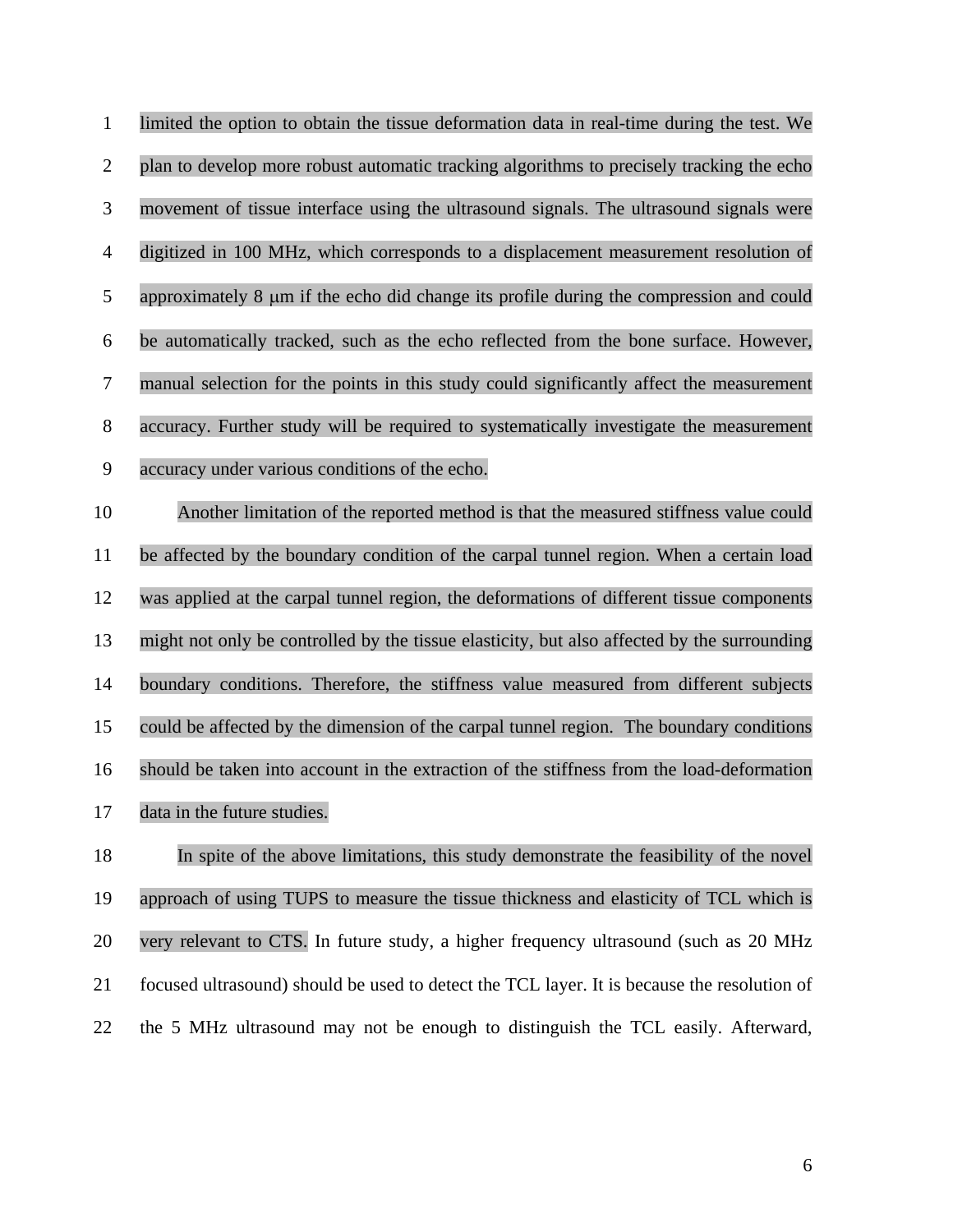limited the option to obtain the tissue deformation data in real-time during the test. We plan to develop more robust automatic tracking algorithms to precisely tracking the echo movement of tissue interface using the ultrasound signals. The ultrasound signals were digitized in 100 MHz, which corresponds to a displacement measurement resolution of approximately 8 μm if the echo did change its profile during the compression and could be automatically tracked, such as the echo reflected from the bone surface. However, manual selection for the points in this study could significantly affect the measurement accuracy. Further study will be required to systematically investigate the measurement accuracy under various conditions of the echo.

Another limitation of the reported method is that the measured stiffness value could be affected by the boundary condition of the carpal tunnel region. When a certain load was applied at the carpal tunnel region, the deformations of different tissue components might not only be controlled by the tissue elasticity, but also affected by the surrounding boundary conditions. Therefore, the stiffness value measured from different subjects could be affected by the dimension of the carpal tunnel region. The boundary conditions should be taken into account in the extraction of the stiffness from the load-deformation data in the future studies.

In spite of the above limitations, this study demonstrate the feasibility of the novel approach of using TUPS to measure the tissue thickness and elasticity of TCL which is very relevant to CTS. In future study, a higher frequency ultrasound (such as 20 MHz focused ultrasound) should be used to detect the TCL layer. It is because the resolution of the 5 MHz ultrasound may not be enough to distinguish the TCL easily. Afterward,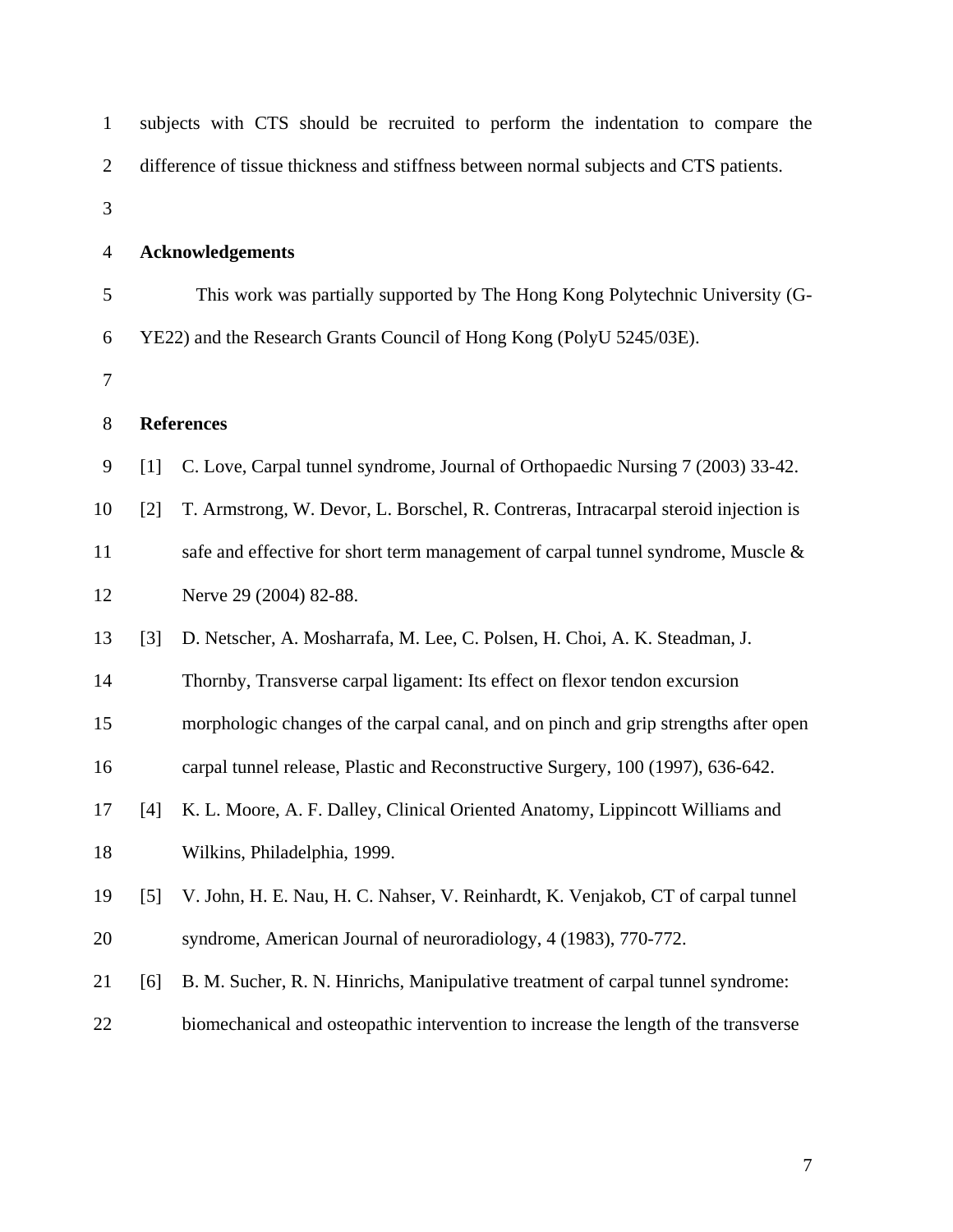subjects with CTS should be recruited to perform the indentation to compare the difference of tissue thickness and stiffness between normal subjects and CTS patients.

## Acknowledgements

This work was partially supported by The Hong Kong Polytechnic University (G-YE22) and the Research Grants Council of Hong Kong (PolyU 5245/03E).

## References

[1] C. Love, Carpal tunnel syndrome, Journal of Orthopaedic Nursing 7 (2003) 33-42.

[2] T. Armstrong, W. Devor, L. Borschel, R. Contreras, Intracarpal steroid injection is safe and effective for short term management of carpal tunnel syndrome, Muscle & Nerve 29 (2004) 82-88.

[3] D. Netscher, A. Mosharrafa, M. Lee, C. Polsen, H. Choi, A. K. Steadman, J. Thornby, Transverse carpal ligament: Its effect on flexor tendon excursion morphologic changes of the carpal canal, and on pinch and grip strengths after open carpal tunnel release, Plastic and Reconstructive Surgery, 100 (1997), 636-642.

[4] K. L. Moore, A. F. Dalley, Clinical Oriented Anatomy, Lippincott Williams and Wilkins, Philadelphia, 1999.

[5] V. John, H. E. Nau, H. C. Nahser, V. Reinhardt, K. Venjakob, CT of carpal tunnel syndrome, American Journal of neuroradiology, 4 (1983), 770-772.

[6] B. M. Sucher, R. N. Hinrichs, Manipulative treatment of carpal tunnel syndrome: biomechanical and osteopathic intervention to increase the length of the transverse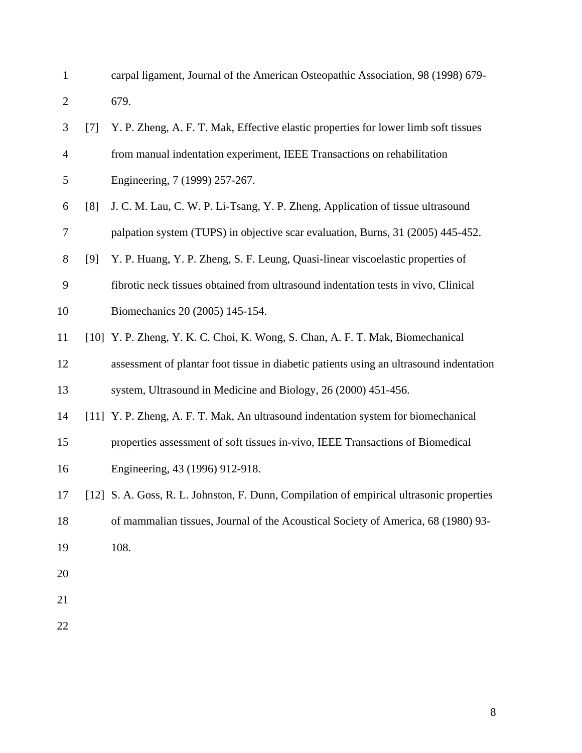carpal ligament, Journal of the American Osteopathic Association, 98 (1998) 679-679.

[7] Y. P. Zheng, A. F. T. Mak, Effective elastic properties for lower limb soft tissues from manual indentation experiment, IEEE Transactions on rehabilitation Engineering, 7 (1999) 257-267.

[8] J. C. M. Lau, C. W. P. Li-Tsang, Y. P. Zheng, Application of tissue ultrasound palpation system (TUPS) in objective scar evaluation, Burns, 31 (2005) 445-452.

[9] Y. P. Huang, Y. P. Zheng, S. F. Leung, Quasi-linear viscoelastic properties of fibrotic neck tissues obtained from ultrasound indentation tests in vivo, Clinical Biomechanics 20 (2005) 145-154.

[10] Y. P. Zheng, Y. K. C. Choi, K. Wong, S. Chan, A. F. T. Mak, Biomechanical assessment of plantar foot tissue in diabetic patients using an ultrasound indentation system, Ultrasound in Medicine and Biology, 26 (2000) 451-456.

[11] Y. P. Zheng, A. F. T. Mak, An ultrasound indentation system for biomechanical properties assessment of soft tissues in-vivo, IEEE Transactions of Biomedical Engineering, 43 (1996) 912-918.

[12] S. A. Goss, R. L. Johnston, F. Dunn, Compilation of empirical ultrasonic properties of mammalian tissues, Journal of the Acoustical Society of America, 68 (1980) 93-108.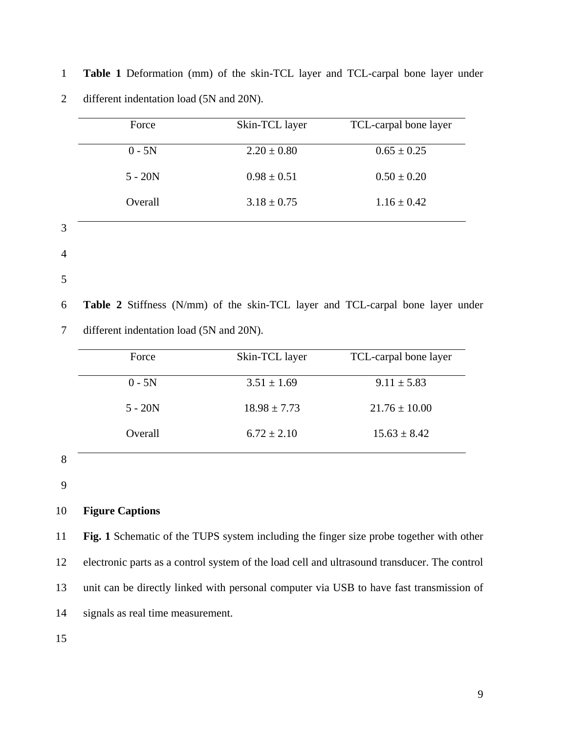**Table 1** Deformation (mm) of the skin-TCL layer and TCL-carpal bone layer under different indentation load (5N and 20N).

| Force | Skin-TCL layer | TCL-carpal bone layer |
|---|---|---|
| 0 - 5N | 2.20 ± 0.80 | 0.65 ± 0.25 |
| 5 - 20N | 0.98 ± 0.51 | 0.50 ± 0.20 |
| Overall | 3.18 ± 0.75 | 1.16 ± 0.42 |

**Table 2** Stiffness (N/mm) of the skin-TCL layer and TCL-carpal bone layer under different indentation load (5N and 20N).

| Force | Skin-TCL layer | TCL-carpal bone layer |
|---|---|---|
| 0 - 5N | 3.51 ± 1.69 | 9.11 ± 5.83 |
| 5 - 20N | 18.98 ± 7.73 | 21.76 ± 10.00 |
| Overall | 6.72 ± 2.10 | 15.63 ± 8.42 |

**Figure Captions**

**Fig. 1** Schematic of the TUPS system including the finger size probe together with other electronic parts as a control system of the load cell and ultrasound transducer. The control unit can be directly linked with personal computer via USB to have fast transmission of signals as real time measurement.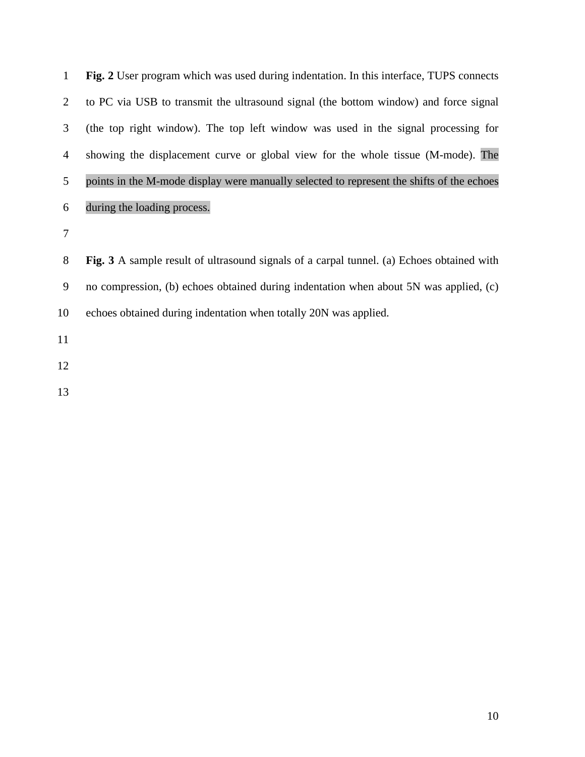**Fig. 2** User program which was used during indentation. In this interface, TUPS connects to PC via USB to transmit the ultrasound signal (the bottom window) and force signal (the top right window). The top left window was used in the signal processing for showing the displacement curve or global view for the whole tissue (M-mode). The points in the M-mode display were manually selected to represent the shifts of the echoes during the loading process.

**Fig. 3** A sample result of ultrasound signals of a carpal tunnel. (a) Echoes obtained with no compression, (b) echoes obtained during indentation when about 5N was applied, (c) echoes obtained during indentation when totally 20N was applied.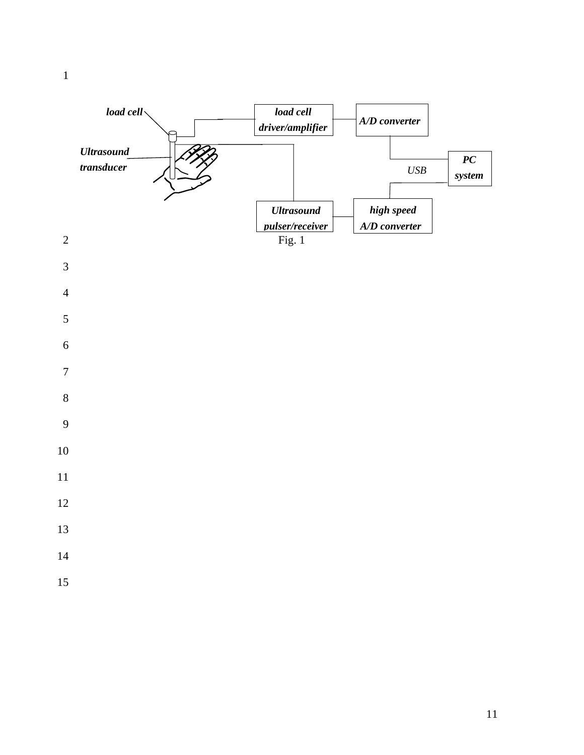Fig. 1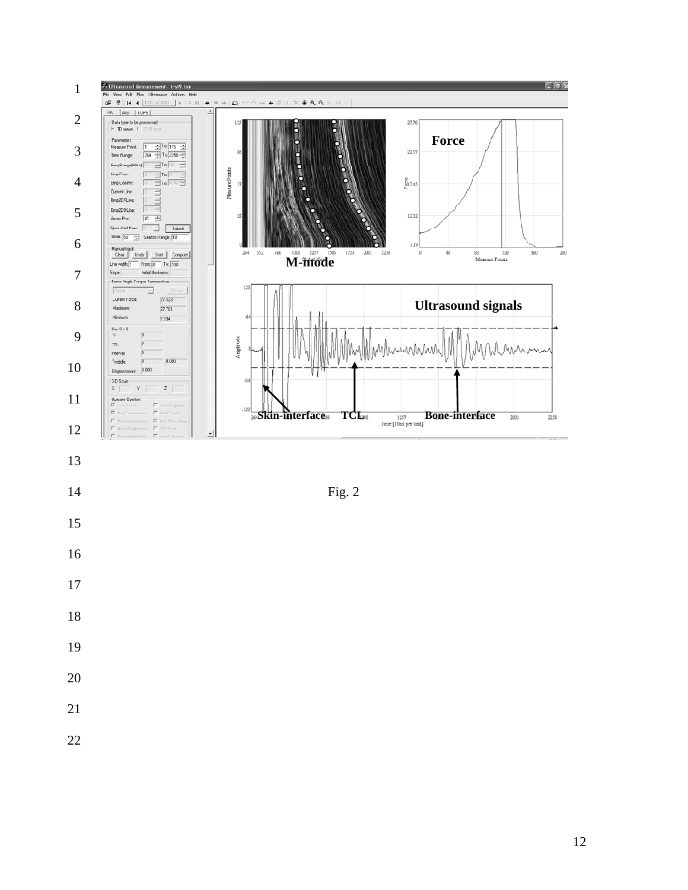Fig. 2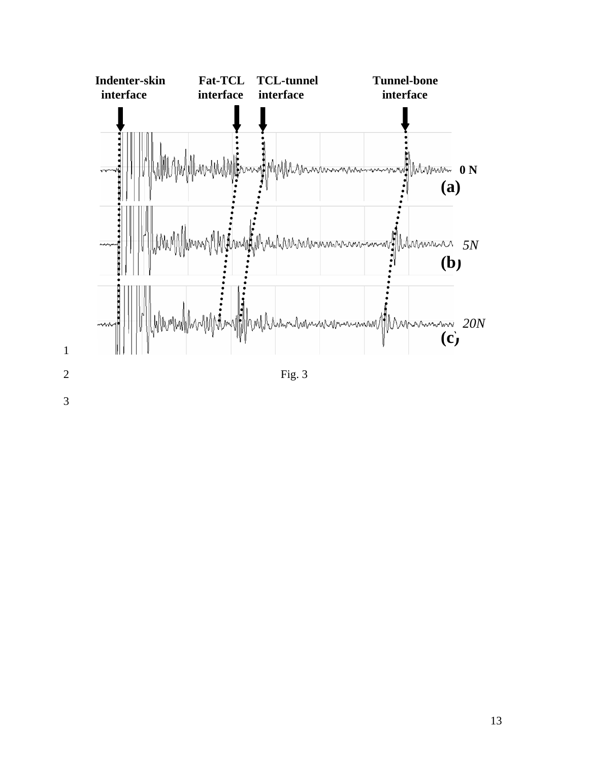Indenter-skin interface

Fat-TCL interface

TCL-tunnel interface

Tunnel-bone interface

0 N

(a)

5N

(b)

20N

(c)

Fig. 3